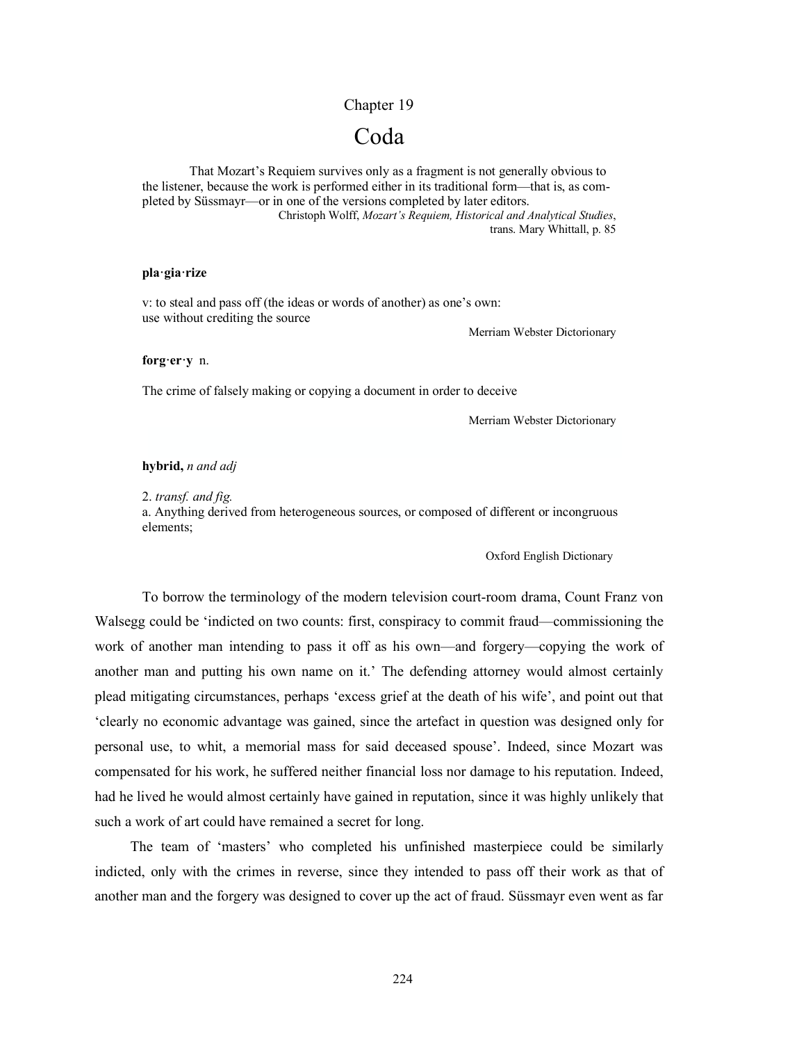Chapter 19

# Coda

> That Mozart's Requiem survives only as a fragment is not generally obvious to the listener, because the work is performed either in its traditional form—that is, as completed by Süssmayr—or in one of the versions completed by later editors.
>
> Christoph Wolff, *Mozart's Requiem, Historical and Analytical Studies*, trans. Mary Whittall, p. 85

**pla·gia·rize**

v: to steal and pass off (the ideas or words of another) as one's own: use without crediting the source

Merriam Webster Dictorionary

**forg·er·y** n.

The crime of falsely making or copying a document in order to deceive

Merriam Webster Dictorionary

**hybrid,** *n and adj*

2. *transf. and fig.*
a. Anything derived from heterogeneous sources, or composed of different or incongruous elements;

Oxford English Dictionary

To borrow the terminology of the modern television court-room drama, Count Franz von Walsegg could be 'indicted on two counts: first, conspiracy to commit fraud—commissioning the work of another man intending to pass it off as his own—and forgery—copying the work of another man and putting his own name on it.' The defending attorney would almost certainly plead mitigating circumstances, perhaps 'excess grief at the death of his wife', and point out that 'clearly no economic advantage was gained, since the artefact in question was designed only for personal use, to whit, a memorial mass for said deceased spouse'. Indeed, since Mozart was compensated for his work, he suffered neither financial loss nor damage to his reputation. Indeed, had he lived he would almost certainly have gained in reputation, since it was highly unlikely that such a work of art could have remained a secret for long.

The team of 'masters' who completed his unfinished masterpiece could be similarly indicted, only with the crimes in reverse, since they intended to pass off their work as that of another man and the forgery was designed to cover up the act of fraud. Süssmayr even went as far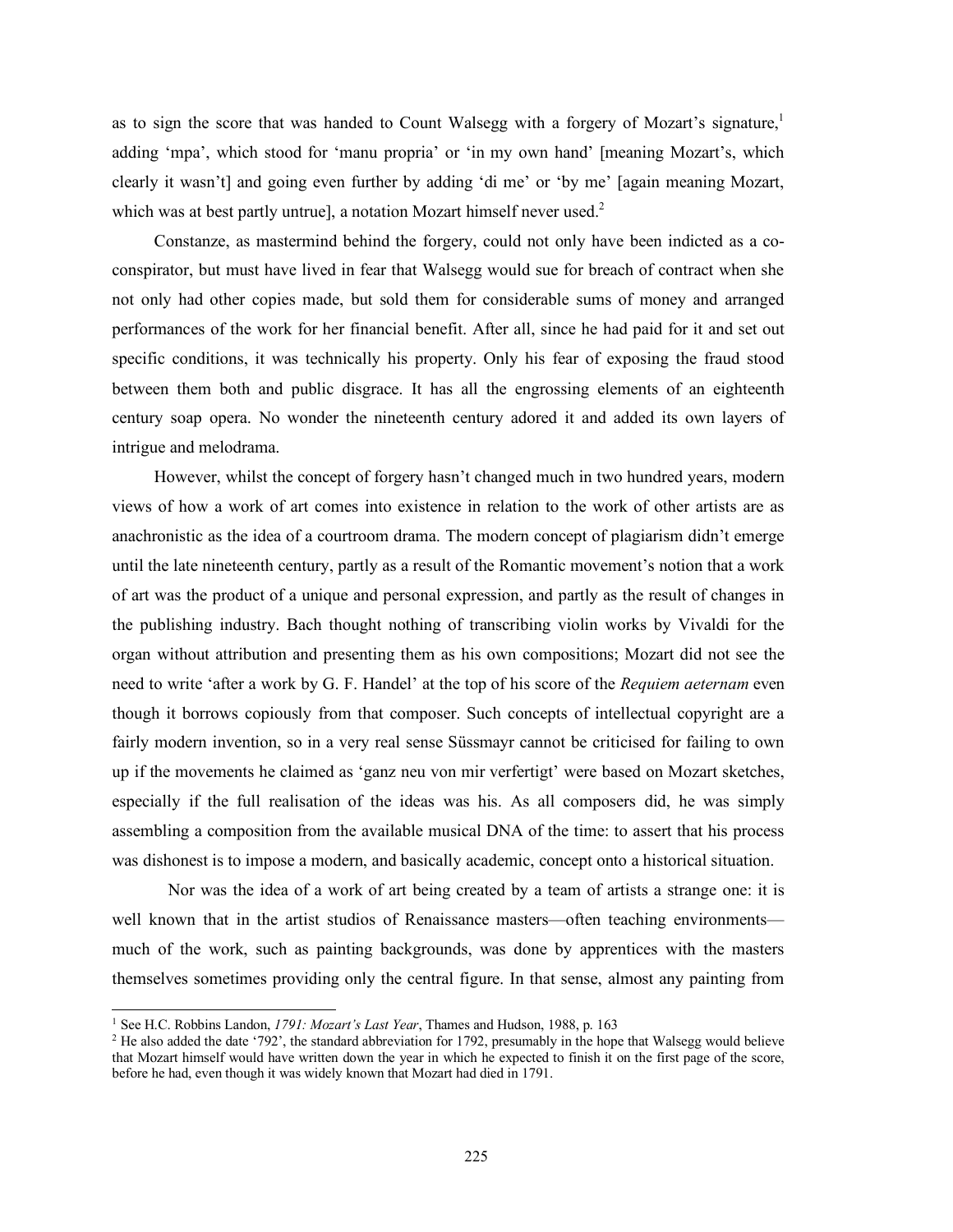as to sign the score that was handed to Count Walsegg with a forgery of Mozart's signature,[1] adding 'mpa', which stood for 'manu propria' or 'in my own hand' [meaning Mozart's, which clearly it wasn't] and going even further by adding 'di me' or 'by me' [again meaning Mozart, which was at best partly untrue], a notation Mozart himself never used.[2]

Constanze, as mastermind behind the forgery, could not only have been indicted as a co-conspirator, but must have lived in fear that Walsegg would sue for breach of contract when she not only had other copies made, but sold them for considerable sums of money and arranged performances of the work for her financial benefit. After all, since he had paid for it and set out specific conditions, it was technically his property. Only his fear of exposing the fraud stood between them both and public disgrace. It has all the engrossing elements of an eighteenth century soap opera. No wonder the nineteenth century adored it and added its own layers of intrigue and melodrama.

However, whilst the concept of forgery hasn't changed much in two hundred years, modern views of how a work of art comes into existence in relation to the work of other artists are as anachronistic as the idea of a courtroom drama. The modern concept of plagiarism didn't emerge until the late nineteenth century, partly as a result of the Romantic movement's notion that a work of art was the product of a unique and personal expression, and partly as the result of changes in the publishing industry. Bach thought nothing of transcribing violin works by Vivaldi for the organ without attribution and presenting them as his own compositions; Mozart did not see the need to write 'after a work by G. F. Handel' at the top of his score of the *Requiem aeternam* even though it borrows copiously from that composer. Such concepts of intellectual copyright are a fairly modern invention, so in a very real sense Süssmayr cannot be criticised for failing to own up if the movements he claimed as 'ganz neu von mir verfertigt' were based on Mozart sketches, especially if the full realisation of the ideas was his. As all composers did, he was simply assembling a composition from the available musical DNA of the time: to assert that his process was dishonest is to impose a modern, and basically academic, concept onto a historical situation.

Nor was the idea of a work of art being created by a team of artists a strange one: it is well known that in the artist studios of Renaissance masters—often teaching environments—much of the work, such as painting backgrounds, was done by apprentices with the masters themselves sometimes providing only the central figure. In that sense, almost any painting from

[1] See H.C. Robbins Landon, *1791: Mozart's Last Year*, Thames and Hudson, 1988, p. 163

[2] He also added the date '792', the standard abbreviation for 1792, presumably in the hope that Walsegg would believe that Mozart himself would have written down the year in which he expected to finish it on the first page of the score, before he had, even though it was widely known that Mozart had died in 1791.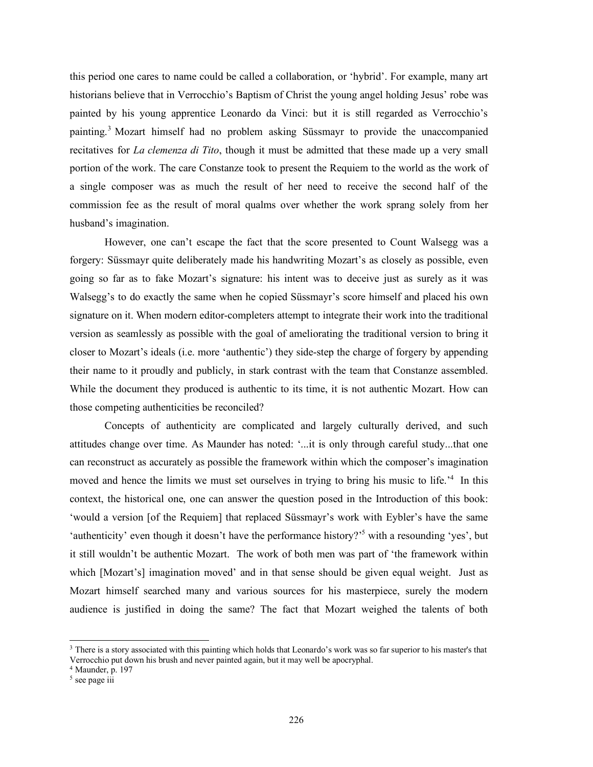this period one cares to name could be called a collaboration, or 'hybrid'. For example, many art historians believe that in Verrocchio's Baptism of Christ the young angel holding Jesus' robe was painted by his young apprentice Leonardo da Vinci: but it is still regarded as Verrocchio's painting.[3] Mozart himself had no problem asking Süssmayr to provide the unaccompanied recitatives for *La clemenza di Tito*, though it must be admitted that these made up a very small portion of the work. The care Constanze took to present the Requiem to the world as the work of a single composer was as much the result of her need to receive the second half of the commission fee as the result of moral qualms over whether the work sprang solely from her husband's imagination.

However, one can't escape the fact that the score presented to Count Walsegg was a forgery: Süssmayr quite deliberately made his handwriting Mozart's as closely as possible, even going so far as to fake Mozart's signature: his intent was to deceive just as surely as it was Walsegg's to do exactly the same when he copied Süssmayr's score himself and placed his own signature on it. When modern editor-completers attempt to integrate their work into the traditional version as seamlessly as possible with the goal of ameliorating the traditional version to bring it closer to Mozart's ideals (i.e. more 'authentic') they side-step the charge of forgery by appending their name to it proudly and publicly, in stark contrast with the team that Constanze assembled. While the document they produced is authentic to its time, it is not authentic Mozart. How can those competing authenticities be reconciled?

Concepts of authenticity are complicated and largely culturally derived, and such attitudes change over time. As Maunder has noted: '...it is only through careful study...that one can reconstruct as accurately as possible the framework within which the composer's imagination moved and hence the limits we must set ourselves in trying to bring his music to life.'[4] In this context, the historical one, one can answer the question posed in the Introduction of this book: 'would a version [of the Requiem] that replaced Süssmayr's work with Eybler's have the same 'authenticity' even though it doesn't have the performance history?'[5] with a resounding 'yes', but it still wouldn't be authentic Mozart. The work of both men was part of 'the framework within which [Mozart's] imagination moved' and in that sense should be given equal weight. Just as Mozart himself searched many and various sources for his masterpiece, surely the modern audience is justified in doing the same? The fact that Mozart weighed the talents of both

---

[3] There is a story associated with this painting which holds that Leonardo's work was so far superior to his master's that Verrocchio put down his brush and never painted again, but it may well be apocryphal.

[4] Maunder, p. 197

[5] see page iii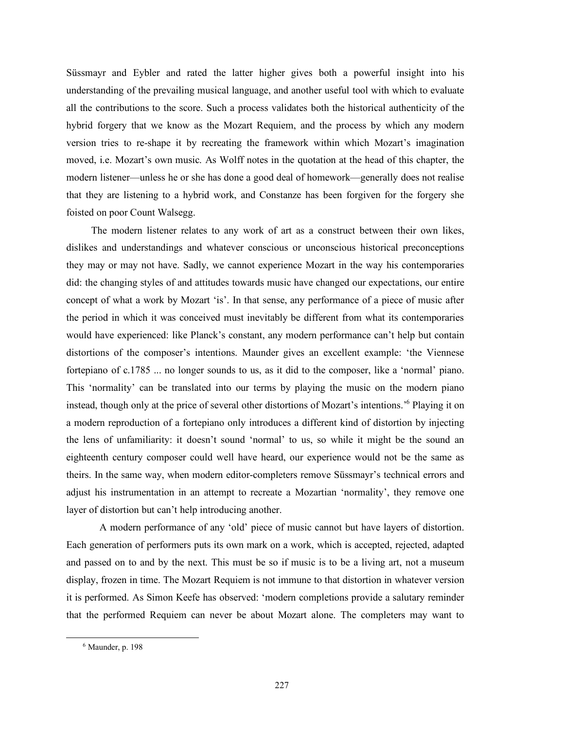Süssmayr and Eybler and rated the latter higher gives both a powerful insight into his understanding of the prevailing musical language, and another useful tool with which to evaluate all the contributions to the score. Such a process validates both the historical authenticity of the hybrid forgery that we know as the Mozart Requiem, and the process by which any modern version tries to re-shape it by recreating the framework within which Mozart's imagination moved, i.e. Mozart's own music. As Wolff notes in the quotation at the head of this chapter, the modern listener—unless he or she has done a good deal of homework—generally does not realise that they are listening to a hybrid work, and Constanze has been forgiven for the forgery she foisted on poor Count Walsegg.

The modern listener relates to any work of art as a construct between their own likes, dislikes and understandings and whatever conscious or unconscious historical preconceptions they may or may not have. Sadly, we cannot experience Mozart in the way his contemporaries did: the changing styles of and attitudes towards music have changed our expectations, our entire concept of what a work by Mozart 'is'. In that sense, any performance of a piece of music after the period in which it was conceived must inevitably be different from what its contemporaries would have experienced: like Planck's constant, any modern performance can't help but contain distortions of the composer's intentions. Maunder gives an excellent example: 'the Viennese fortepiano of c.1785 ... no longer sounds to us, as it did to the composer, like a 'normal' piano. This 'normality' can be translated into our terms by playing the music on the modern piano instead, though only at the price of several other distortions of Mozart's intentions.'[6] Playing it on a modern reproduction of a fortepiano only introduces a different kind of distortion by injecting the lens of unfamiliarity: it doesn't sound 'normal' to us, so while it might be the sound an eighteenth century composer could well have heard, our experience would not be the same as theirs. In the same way, when modern editor-completers remove Süssmayr's technical errors and adjust his instrumentation in an attempt to recreate a Mozartian 'normality', they remove one layer of distortion but can't help introducing another.

A modern performance of any 'old' piece of music cannot but have layers of distortion. Each generation of performers puts its own mark on a work, which is accepted, rejected, adapted and passed on to and by the next. This must be so if music is to be a living art, not a museum display, frozen in time. The Mozart Requiem is not immune to that distortion in whatever version it is performed. As Simon Keefe has observed: 'modern completions provide a salutary reminder that the performed Requiem can never be about Mozart alone. The completers may want to

[6] Maunder, p. 198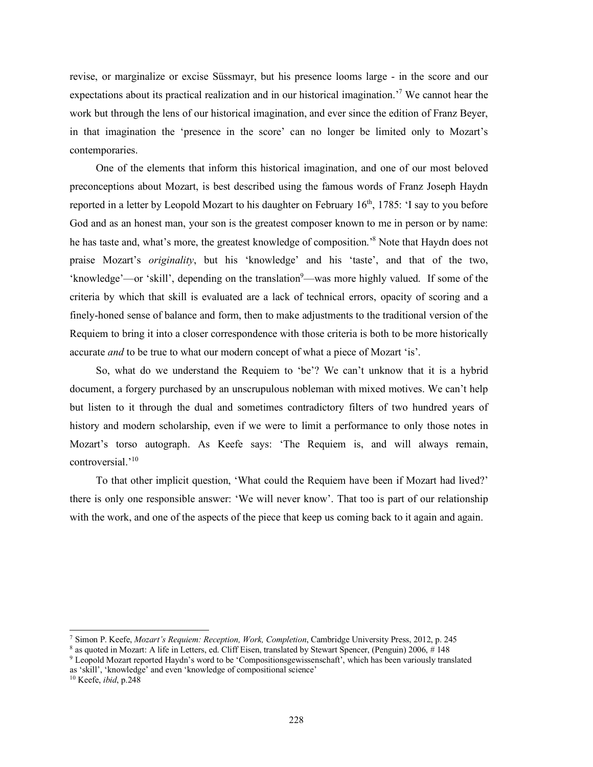revise, or marginalize or excise Süssmayr, but his presence looms large - in the score and our expectations about its practical realization and in our historical imagination.'[7] We cannot hear the work but through the lens of our historical imagination, and ever since the edition of Franz Beyer, in that imagination the 'presence in the score' can no longer be limited only to Mozart's contemporaries.

One of the elements that inform this historical imagination, and one of our most beloved preconceptions about Mozart, is best described using the famous words of Franz Joseph Haydn reported in a letter by Leopold Mozart to his daughter on February 16th, 1785: 'I say to you before God and as an honest man, your son is the greatest composer known to me in person or by name: he has taste and, what's more, the greatest knowledge of composition.'[8] Note that Haydn does not praise Mozart's *originality*, but his 'knowledge' and his 'taste', and that of the two, 'knowledge'—or 'skill', depending on the translation[9]—was more highly valued. If some of the criteria by which that skill is evaluated are a lack of technical errors, opacity of scoring and a finely-honed sense of balance and form, then to make adjustments to the traditional version of the Requiem to bring it into a closer correspondence with those criteria is both to be more historically accurate *and* to be true to what our modern concept of what a piece of Mozart 'is'.

So, what do we understand the Requiem to 'be'? We can't unknow that it is a hybrid document, a forgery purchased by an unscrupulous nobleman with mixed motives. We can't help but listen to it through the dual and sometimes contradictory filters of two hundred years of history and modern scholarship, even if we were to limit a performance to only those notes in Mozart's torso autograph. As Keefe says: 'The Requiem is, and will always remain, controversial.'[10]

To that other implicit question, 'What could the Requiem have been if Mozart had lived?' there is only one responsible answer: 'We will never know'. That too is part of our relationship with the work, and one of the aspects of the piece that keep us coming back to it again and again.

---

[7] Simon P. Keefe, *Mozart's Requiem: Reception, Work, Completion*, Cambridge University Press, 2012, p. 245

[8] as quoted in Mozart: A life in Letters, ed. Cliff Eisen, translated by Stewart Spencer, (Penguin) 2006, # 148

[9] Leopold Mozart reported Haydn's word to be 'Compositionsgewissenschaft', which has been variously translated as 'skill', 'knowledge' and even 'knowledge of compositional science'

[10] Keefe, *ibid*, p.248